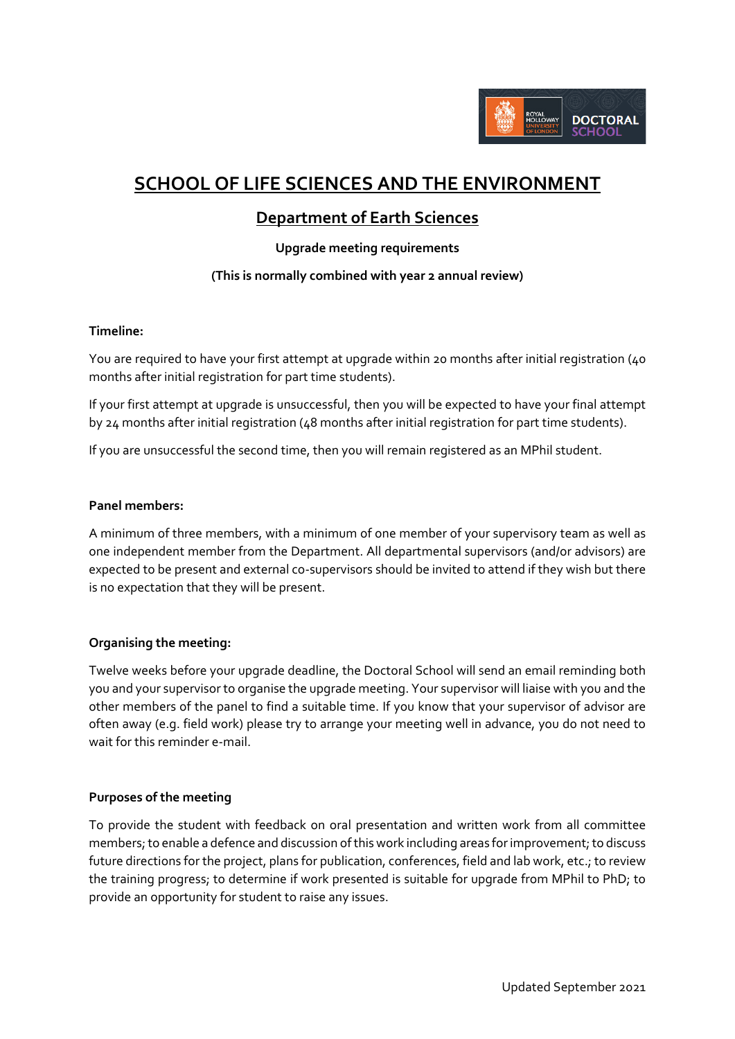# SCHOOL OF LIFE SCIENCES AND THE ENVIRONMENT

## Department of Earth Sciences

**Upgrade meeting requirements**

**(This is normally combined with year 2 annual review)**

**Timeline:**

You are required to have your first attempt at upgrade within 20 months after initial registration (40 months after initial registration for part time students).

If your first attempt at upgrade is unsuccessful, then you will be expected to have your final attempt by 24 months after initial registration (48 months after initial registration for part time students).

If you are unsuccessful the second time, then you will remain registered as an MPhil student.

**Panel members:**

A minimum of three members, with a minimum of one member of your supervisory team as well as one independent member from the Department. All departmental supervisors (and/or advisors) are expected to be present and external co-supervisors should be invited to attend if they wish but there is no expectation that they will be present.

**Organising the meeting:**

Twelve weeks before your upgrade deadline, the Doctoral School will send an email reminding both you and your supervisor to organise the upgrade meeting. Your supervisor will liaise with you and the other members of the panel to find a suitable time. If you know that your supervisor of advisor are often away (e.g. field work) please try to arrange your meeting well in advance, you do not need to wait for this reminder e-mail.

**Purposes of the meeting**

To provide the student with feedback on oral presentation and written work from all committee members; to enable a defence and discussion of this work including areas for improvement; to discuss future directions for the project, plans for publication, conferences, field and lab work, etc.; to review the training progress; to determine if work presented is suitable for upgrade from MPhil to PhD; to provide an opportunity for student to raise any issues.

Updated September 2021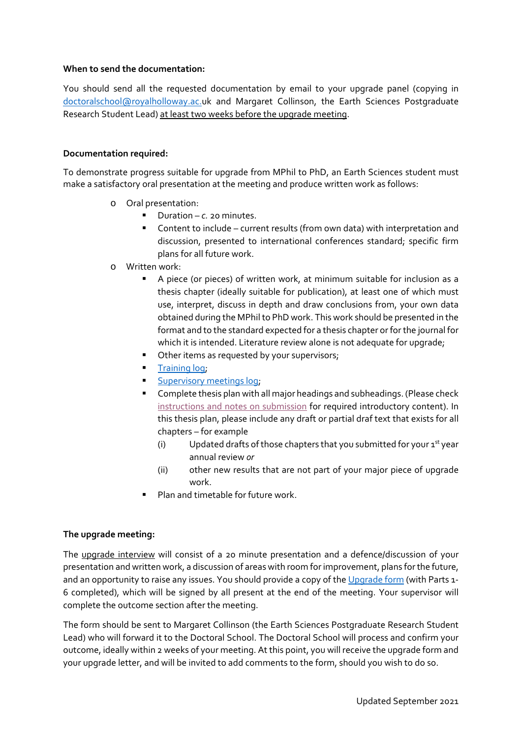**When to send the documentation:**

You should send all the requested documentation by email to your upgrade panel (copying in doctoralschool@royalholloway.ac.uk and Margaret Collinson, the Earth Sciences Postgraduate Research Student Lead) <u>at least two weeks before the upgrade meeting</u>.

**Documentation required:**

To demonstrate progress suitable for upgrade from MPhil to PhD, an Earth Sciences student must make a satisfactory oral presentation at the meeting and produce written work as follows:

- Oral presentation:
  - Duration – *c.* 20 minutes.
  - Content to include – current results (from own data) with interpretation and discussion, presented to international conferences standard; specific firm plans for all future work.
- Written work:
  - A piece (or pieces) of written work, at minimum suitable for inclusion as a thesis chapter (ideally suitable for publication), at least one of which must use, interpret, discuss in depth and draw conclusions from, your own data obtained during the MPhil to PhD work. This work should be presented in the format and to the standard expected for a thesis chapter or for the journal for which it is intended. Literature review alone is not adequate for upgrade;
  - Other items as requested by your supervisors;
  - Training log;
  - Supervisory meetings log;
  - Complete thesis plan with all major headings and subheadings. (Please check instructions and notes on submission for required introductory content). In this thesis plan, please include any draft or partial draf text that exists for all chapters – for example
    - (i) Updated drafts of those chapters that you submitted for your 1st year annual review *or*
    - (ii) other new results that are not part of your major piece of upgrade work.
  - Plan and timetable for future work.

**The upgrade meeting:**

The <u>upgrade interview</u> will consist of a 20 minute presentation and a defence/discussion of your presentation and written work, a discussion of areas with room for improvement, plans for the future, and an opportunity to raise any issues. You should provide a copy of the Upgrade form (with Parts 1-6 completed), which will be signed by all present at the end of the meeting. Your supervisor will complete the outcome section after the meeting.

The form should be sent to Margaret Collinson (the Earth Sciences Postgraduate Research Student Lead) who will forward it to the Doctoral School. The Doctoral School will process and confirm your outcome, ideally within 2 weeks of your meeting. At this point, you will receive the upgrade form and your upgrade letter, and will be invited to add comments to the form, should you wish to do so.

Updated September 2021